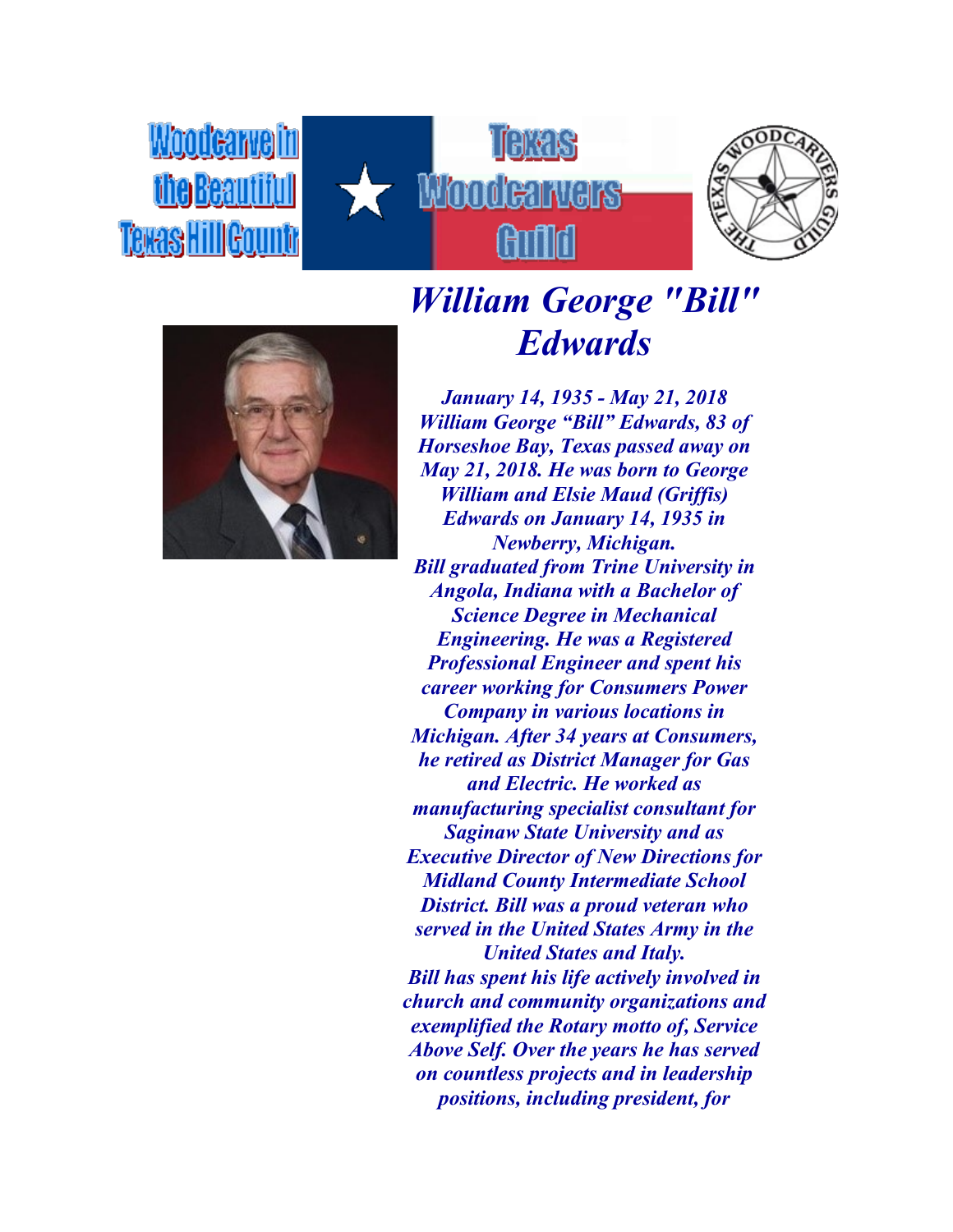Woodcarve in the Beautiful Texas Hill Countr

Texas Woodcarvers Guild

# *William George "Bill" Edwards*

***January 14, 1935 - May 21, 2018***

***William George "Bill" Edwards, 83 of Horseshoe Bay, Texas passed away on May 21, 2018. He was born to George William and Elsie Maud (Griffis) Edwards on January 14, 1935 in Newberry, Michigan.***

***Bill graduated from Trine University in Angola, Indiana with a Bachelor of Science Degree in Mechanical Engineering. He was a Registered Professional Engineer and spent his career working for Consumers Power Company in various locations in Michigan. After 34 years at Consumers, he retired as District Manager for Gas and Electric. He worked as manufacturing specialist consultant for Saginaw State University and as Executive Director of New Directions for Midland County Intermediate School District. Bill was a proud veteran who served in the United States Army in the United States and Italy.***

***Bill has spent his life actively involved in church and community organizations and exemplified the Rotary motto of, Service Above Self. Over the years he has served on countless projects and in leadership positions, including president, for***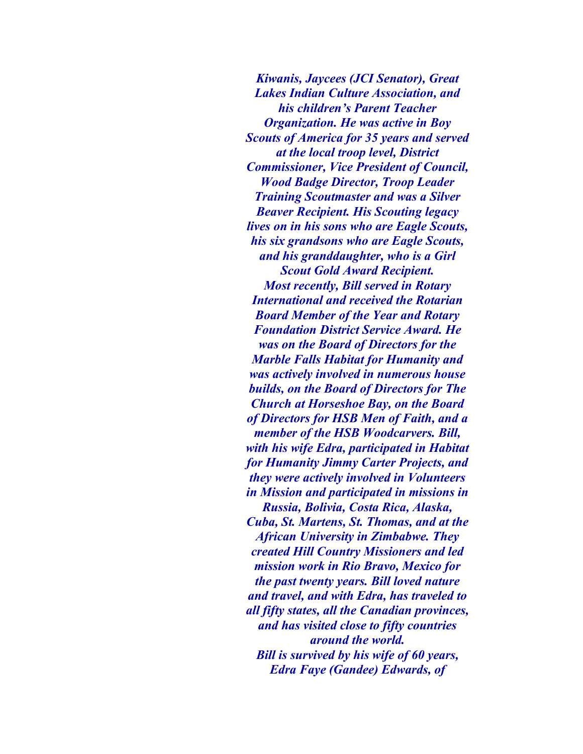*Kiwanis, Jaycees (JCI Senator), Great Lakes Indian Culture Association, and his children's Parent Teacher Organization. He was active in Boy Scouts of America for 35 years and served at the local troop level, District Commissioner, Vice President of Council, Wood Badge Director, Troop Leader Training Scoutmaster and was a Silver Beaver Recipient. His Scouting legacy lives on in his sons who are Eagle Scouts, his six grandsons who are Eagle Scouts, and his granddaughter, who is a Girl Scout Gold Award Recipient.*

*Most recently, Bill served in Rotary International and received the Rotarian Board Member of the Year and Rotary Foundation District Service Award. He was on the Board of Directors for the Marble Falls Habitat for Humanity and was actively involved in numerous house builds, on the Board of Directors for The Church at Horseshoe Bay, on the Board of Directors for HSB Men of Faith, and a member of the HSB Woodcarvers. Bill, with his wife Edra, participated in Habitat for Humanity Jimmy Carter Projects, and they were actively involved in Volunteers in Mission and participated in missions in Russia, Bolivia, Costa Rica, Alaska, Cuba, St. Martens, St. Thomas, and at the African University in Zimbabwe. They created Hill Country Missioners and led mission work in Rio Bravo, Mexico for the past twenty years. Bill loved nature and travel, and with Edra, has traveled to all fifty states, all the Canadian provinces, and has visited close to fifty countries around the world.*

*Bill is survived by his wife of 60 years, Edra Faye (Gandee) Edwards, of*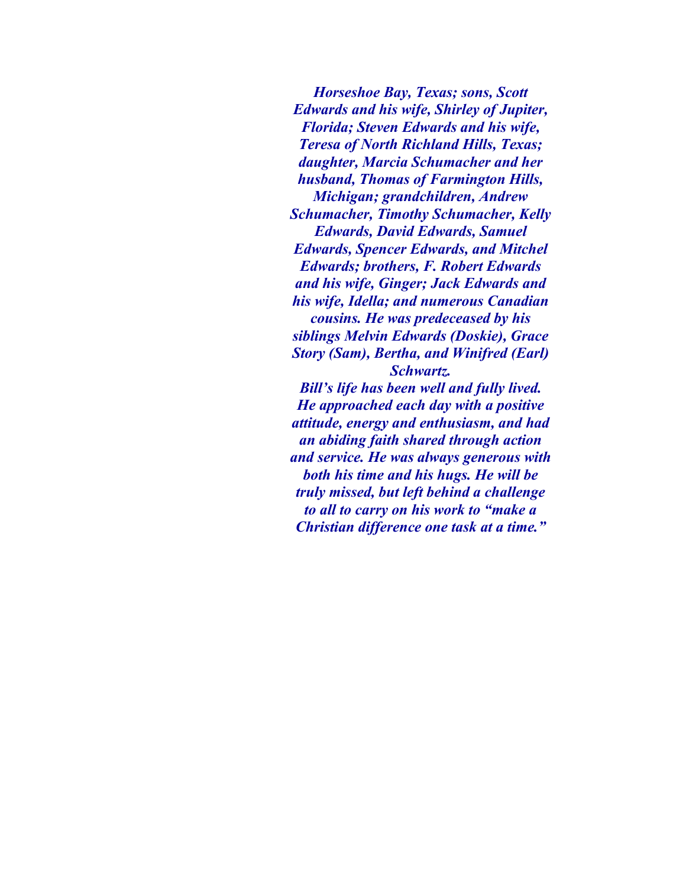***Horseshoe Bay, Texas; sons, Scott Edwards and his wife, Shirley of Jupiter, Florida; Steven Edwards and his wife, Teresa of North Richland Hills, Texas; daughter, Marcia Schumacher and her husband, Thomas of Farmington Hills, Michigan; grandchildren, Andrew Schumacher, Timothy Schumacher, Kelly Edwards, David Edwards, Samuel Edwards, Spencer Edwards, and Mitchel Edwards; brothers, F. Robert Edwards and his wife, Ginger; Jack Edwards and his wife, Idella; and numerous Canadian cousins. He was predeceased by his siblings Melvin Edwards (Doskie), Grace Story (Sam), Bertha, and Winifred (Earl) Schwartz.***

***Bill's life has been well and fully lived. He approached each day with a positive attitude, energy and enthusiasm, and had an abiding faith shared through action and service. He was always generous with both his time and his hugs. He will be truly missed, but left behind a challenge to all to carry on his work to "make a Christian difference one task at a time."***